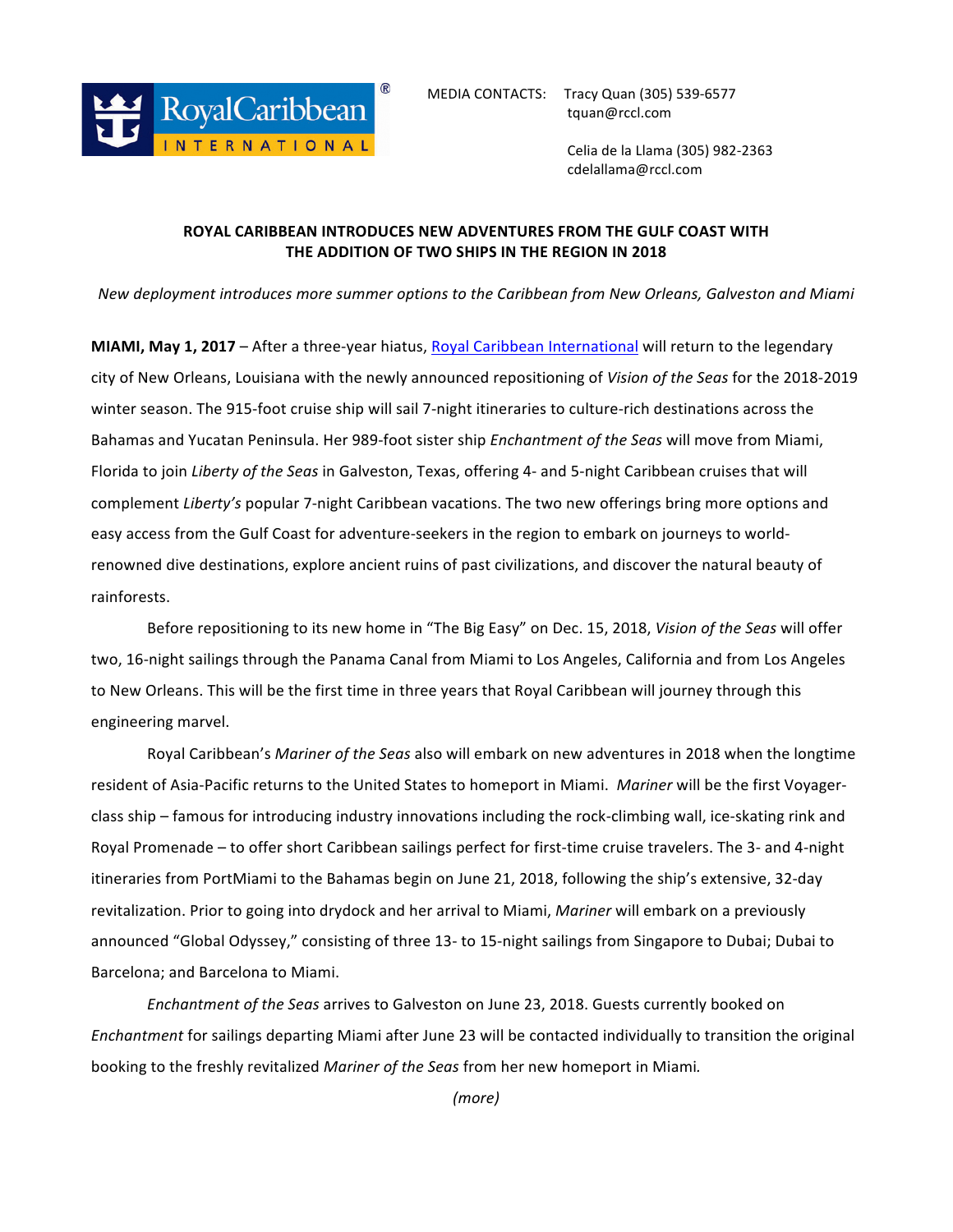MEDIA CONTACTS: Tracy Quan (305) 539-6577
tquan@rccl.com

Celia de la Llama (305) 982-2363
cdelallama@rccl.com

**ROYAL CARIBBEAN INTRODUCES NEW ADVENTURES FROM THE GULF COAST WITH THE ADDITION OF TWO SHIPS IN THE REGION IN 2018**

*New deployment introduces more summer options to the Caribbean from New Orleans, Galveston and Miami*

**MIAMI, May 1, 2017** – After a three-year hiatus, Royal Caribbean International will return to the legendary city of New Orleans, Louisiana with the newly announced repositioning of *Vision of the Seas* for the 2018-2019 winter season. The 915-foot cruise ship will sail 7-night itineraries to culture-rich destinations across the Bahamas and Yucatan Peninsula. Her 989-foot sister ship *Enchantment of the Seas* will move from Miami, Florida to join *Liberty of the Seas* in Galveston, Texas, offering 4- and 5-night Caribbean cruises that will complement *Liberty's* popular 7-night Caribbean vacations. The two new offerings bring more options and easy access from the Gulf Coast for adventure-seekers in the region to embark on journeys to world-renowned dive destinations, explore ancient ruins of past civilizations, and discover the natural beauty of rainforests.

Before repositioning to its new home in "The Big Easy" on Dec. 15, 2018, *Vision of the Seas* will offer two, 16-night sailings through the Panama Canal from Miami to Los Angeles, California and from Los Angeles to New Orleans. This will be the first time in three years that Royal Caribbean will journey through this engineering marvel.

Royal Caribbean's *Mariner of the Seas* also will embark on new adventures in 2018 when the longtime resident of Asia-Pacific returns to the United States to homeport in Miami. *Mariner* will be the first Voyager-class ship – famous for introducing industry innovations including the rock-climbing wall, ice-skating rink and Royal Promenade – to offer short Caribbean sailings perfect for first-time cruise travelers. The 3- and 4-night itineraries from PortMiami to the Bahamas begin on June 21, 2018, following the ship's extensive, 32-day revitalization. Prior to going into drydock and her arrival to Miami, *Mariner* will embark on a previously announced "Global Odyssey," consisting of three 13- to 15-night sailings from Singapore to Dubai; Dubai to Barcelona; and Barcelona to Miami.

*Enchantment of the Seas* arrives to Galveston on June 23, 2018. Guests currently booked on *Enchantment* for sailings departing Miami after June 23 will be contacted individually to transition the original booking to the freshly revitalized *Mariner of the Seas* from her new homeport in Miami.

*(more)*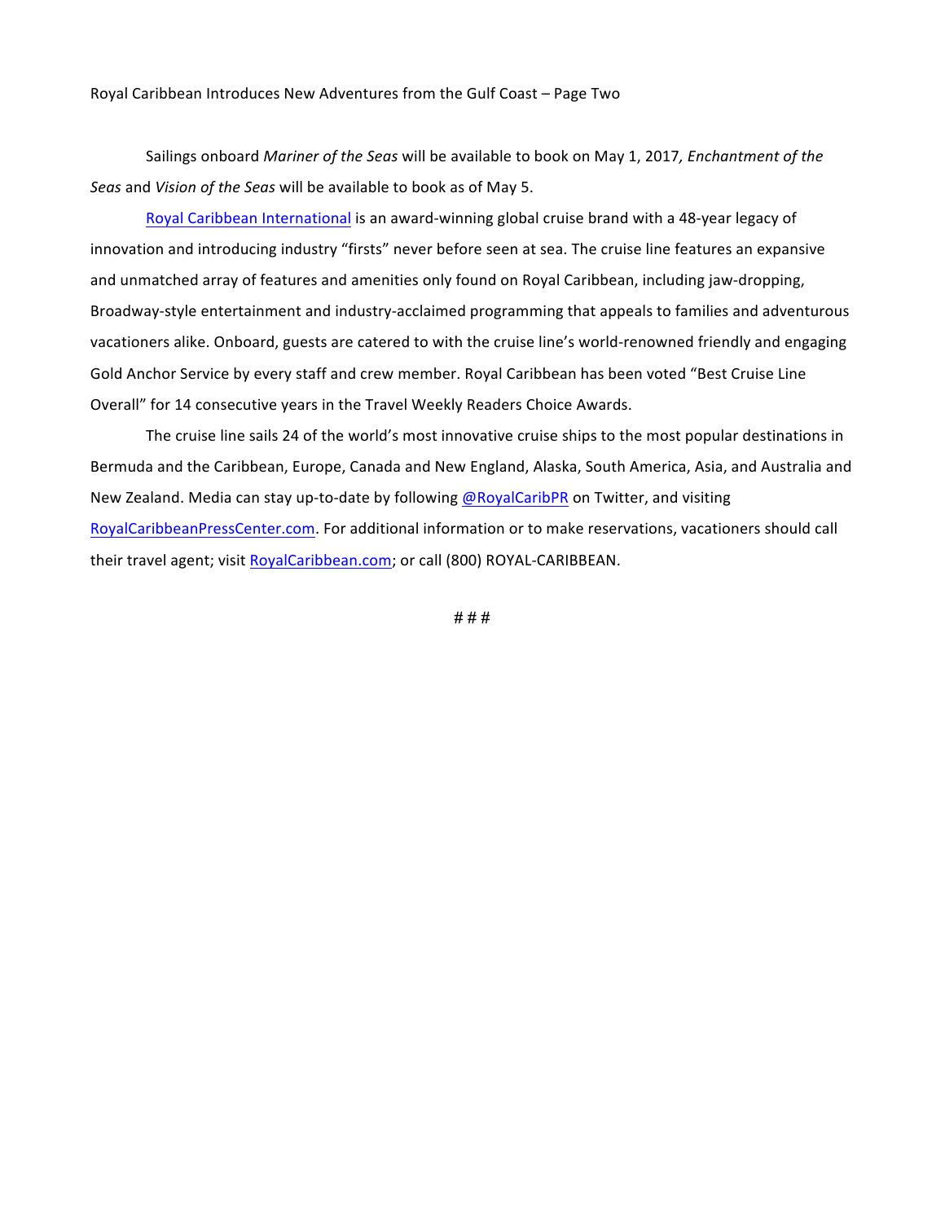Sailings onboard *Mariner of the Seas* will be available to book on May 1, 2017*, Enchantment of the Seas* and *Vision of the Seas* will be available to book as of May 5.

Royal Caribbean International is an award-winning global cruise brand with a 48-year legacy of innovation and introducing industry "firsts" never before seen at sea. The cruise line features an expansive and unmatched array of features and amenities only found on Royal Caribbean, including jaw-dropping, Broadway-style entertainment and industry-acclaimed programming that appeals to families and adventurous vacationers alike. Onboard, guests are catered to with the cruise line's world-renowned friendly and engaging Gold Anchor Service by every staff and crew member. Royal Caribbean has been voted "Best Cruise Line Overall" for 14 consecutive years in the Travel Weekly Readers Choice Awards.

The cruise line sails 24 of the world's most innovative cruise ships to the most popular destinations in Bermuda and the Caribbean, Europe, Canada and New England, Alaska, South America, Asia, and Australia and New Zealand. Media can stay up-to-date by following @RoyalCaribPR on Twitter, and visiting RoyalCaribbeanPressCenter.com. For additional information or to make reservations, vacationers should call their travel agent; visit RoyalCaribbean.com; or call (800) ROYAL-CARIBBEAN.

# # #